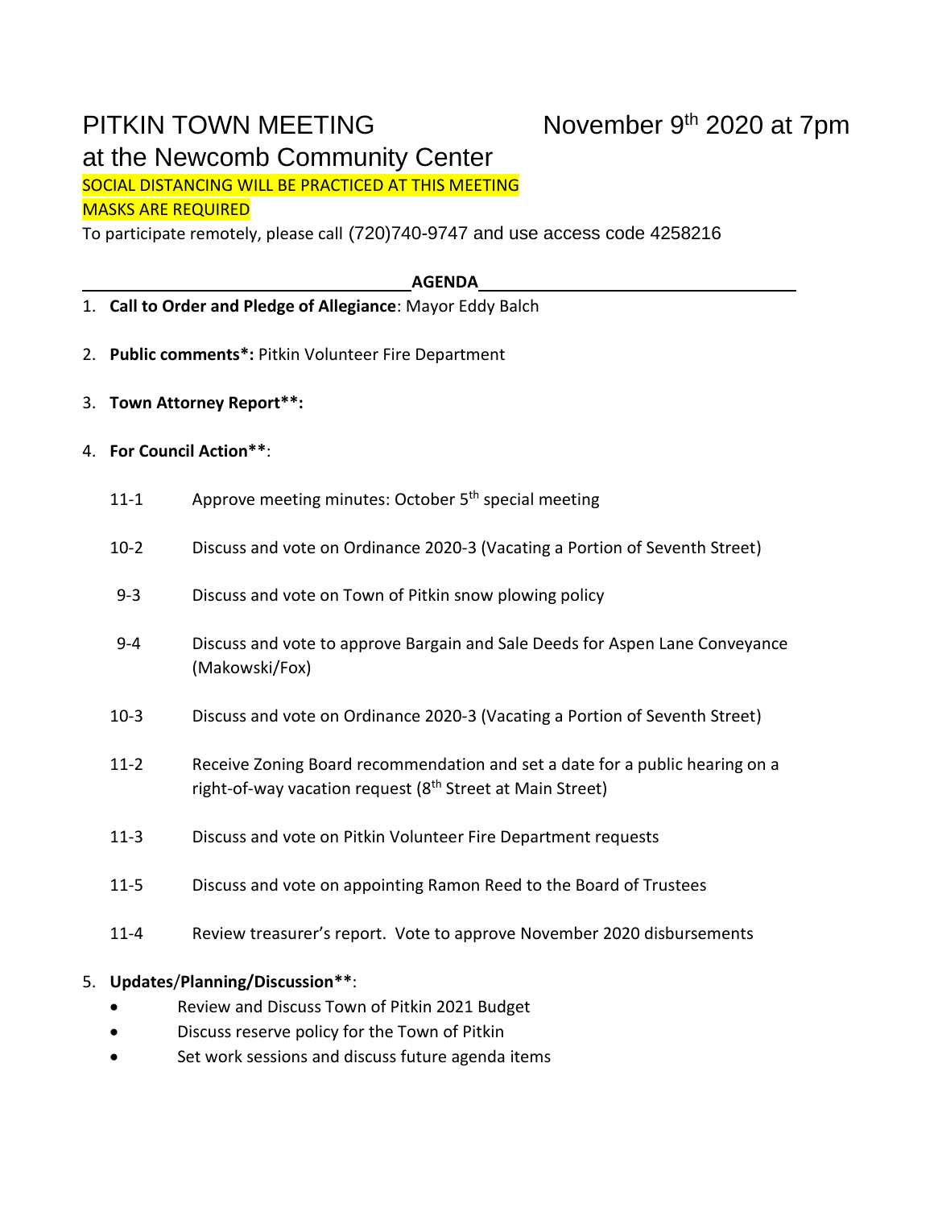# PITKIN TOWN MEETING November 9th 2020 at 7pm

## at the Newcomb Community Center

SOCIAL DISTANCING WILL BE PRACTICED AT THIS MEETING

MASKS ARE REQUIRED

To participate remotely, please call (720)740-9747 and use access code 4258216

**AGENDA**

1. **Call to Order and Pledge of Allegiance**: Mayor Eddy Balch
2. **Public comments\*:** Pitkin Volunteer Fire Department
3. **Town Attorney Report\*\*:**
4. **For Council Action\*\***:

| | |
|---|---|
| 11-1 | Approve meeting minutes: October 5th special meeting |
| 10-2 | Discuss and vote on Ordinance 2020-3 (Vacating a Portion of Seventh Street) |
| 9-3 | Discuss and vote on Town of Pitkin snow plowing policy |
| 9-4 | Discuss and vote to approve Bargain and Sale Deeds for Aspen Lane Conveyance (Makowski/Fox) |
| 10-3 | Discuss and vote on Ordinance 2020-3 (Vacating a Portion of Seventh Street) |
| 11-2 | Receive Zoning Board recommendation and set a date for a public hearing on a right-of-way vacation request (8th Street at Main Street) |
| 11-3 | Discuss and vote on Pitkin Volunteer Fire Department requests |
| 11-5 | Discuss and vote on appointing Ramon Reed to the Board of Trustees |
| 11-4 | Review treasurer's report. Vote to approve November 2020 disbursements |

5. **Updates/Planning/Discussion\*\***:
   - Review and Discuss Town of Pitkin 2021 Budget
   - Discuss reserve policy for the Town of Pitkin
   - Set work sessions and discuss future agenda items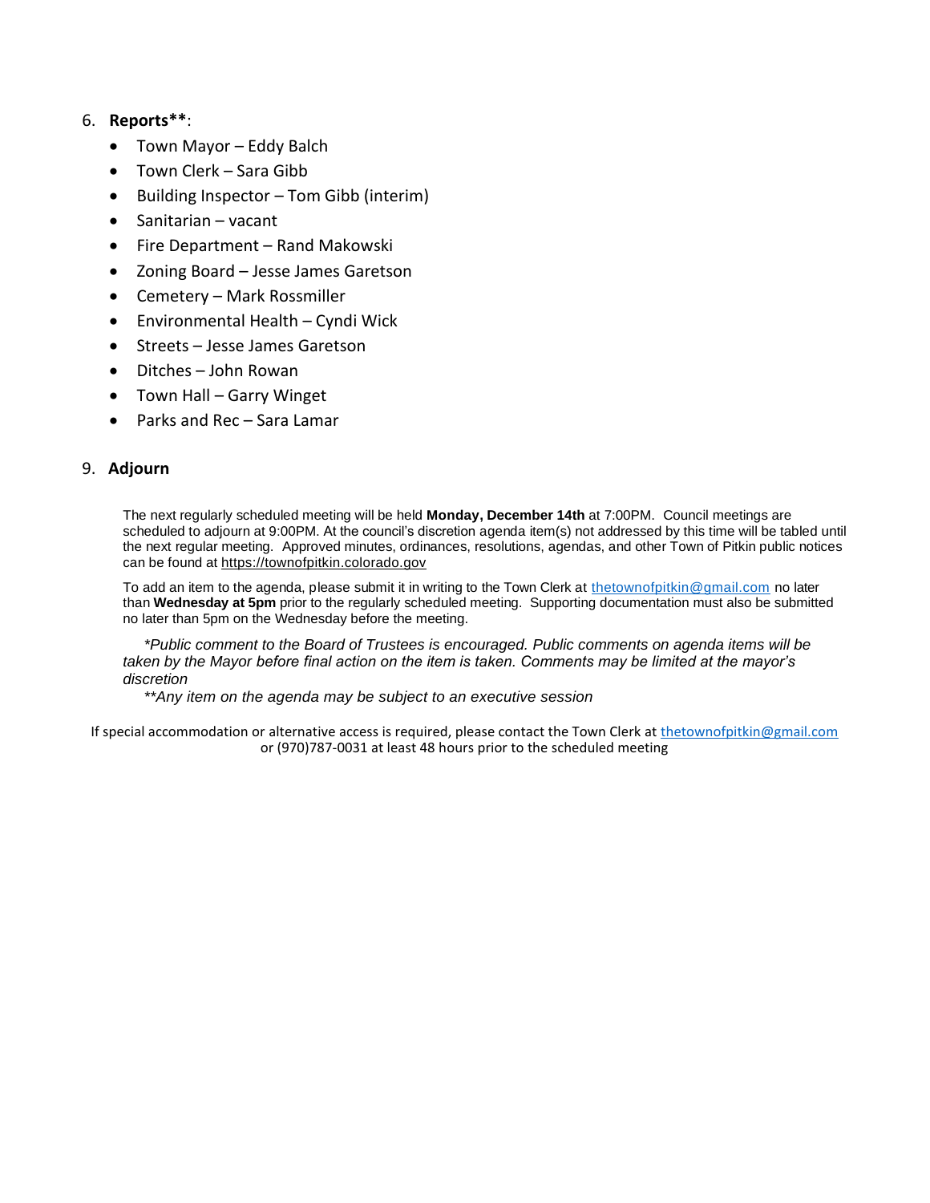6. **Reports****:
   - Town Mayor – Eddy Balch
   - Town Clerk – Sara Gibb
   - Building Inspector – Tom Gibb (interim)
   - Sanitarian – vacant
   - Fire Department – Rand Makowski
   - Zoning Board – Jesse James Garetson
   - Cemetery – Mark Rossmiller
   - Environmental Health – Cyndi Wick
   - Streets – Jesse James Garetson
   - Ditches – John Rowan
   - Town Hall – Garry Winget
   - Parks and Rec – Sara Lamar

9. **Adjourn**

The next regularly scheduled meeting will be held **Monday, December 14th** at 7:00PM. Council meetings are scheduled to adjourn at 9:00PM. At the council's discretion agenda item(s) not addressed by this time will be tabled until the next regular meeting. Approved minutes, ordinances, resolutions, agendas, and other Town of Pitkin public notices can be found at https://townofpitkin.colorado.gov

To add an item to the agenda, please submit it in writing to the Town Clerk at thetownofpitkin@gmail.com no later than **Wednesday at 5pm** prior to the regularly scheduled meeting. Supporting documentation must also be submitted no later than 5pm on the Wednesday before the meeting.

*\*Public comment to the Board of Trustees is encouraged. Public comments on agenda items will be taken by the Mayor before final action on the item is taken. Comments may be limited at the mayor's discretion*

*\*\*Any item on the agenda may be subject to an executive session*

If special accommodation or alternative access is required, please contact the Town Clerk at thetownofpitkin@gmail.com or (970)787-0031 at least 48 hours prior to the scheduled meeting